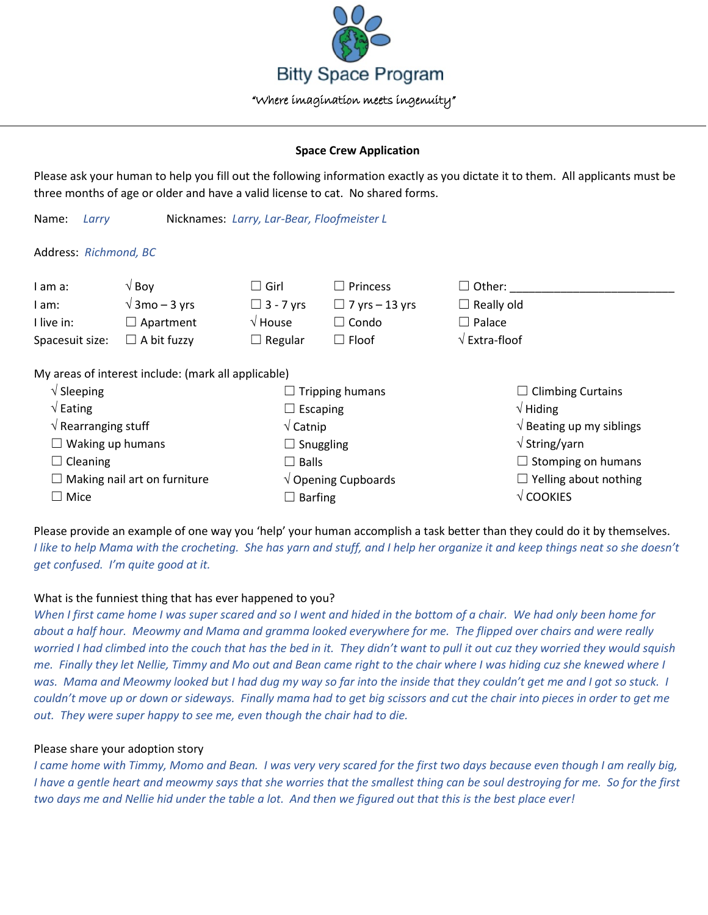# Bitty Space Program

"Where imagination meets ingenuity"

---

**Space Crew Application**

Please ask your human to help you fill out the following information exactly as you dictate it to them. All applicants must be three months of age or older and have a valid license to cat. No shared forms.

Name: *Larry* Nicknames: *Larry, Lar-Bear, Floofmeister L*

Address: *Richmond, BC*

| | | | | |
|---|---|---|---|---|
| I am a: | √ Boy | ☐ Girl | ☐ Princess | ☐ Other: ____________ |
| I am: | √ 3mo – 3 yrs | ☐ 3 - 7 yrs | ☐ 7 yrs – 13 yrs | ☐ Really old |
| I live in: | ☐ Apartment | √ House | ☐ Condo | ☐ Palace |
| Spacesuit size: | ☐ A bit fuzzy | ☐ Regular | ☐ Floof | √ Extra-floof |

My areas of interest include: (mark all applicable)

| | | |
|---|---|---|
| √ Sleeping | ☐ Tripping humans | ☐ Climbing Curtains |
| √ Eating | ☐ Escaping | √ Hiding |
| √ Rearranging stuff | √ Catnip | √ Beating up my siblings |
| ☐ Waking up humans | ☐ Snuggling | √ String/yarn |
| ☐ Cleaning | ☐ Balls | ☐ Stomping on humans |
| ☐ Making nail art on furniture | √ Opening Cupboards | ☐ Yelling about nothing |
| ☐ Mice | ☐ Barfing | √ COOKIES |

Please provide an example of one way you 'help' your human accomplish a task better than they could do it by themselves.

*I like to help Mama with the crocheting. She has yarn and stuff, and I help her organize it and keep things neat so she doesn't get confused. I'm quite good at it.*

What is the funniest thing that has ever happened to you?

*When I first came home I was super scared and so I went and hided in the bottom of a chair. We had only been home for about a half hour. Meowmy and Mama and gramma looked everywhere for me. The flipped over chairs and were really worried I had climbed into the couch that has the bed in it. They didn't want to pull it out cuz they worried they would squish me. Finally they let Nellie, Timmy and Mo out and Bean came right to the chair where I was hiding cuz she knewed where I was. Mama and Meowmy looked but I had dug my way so far into the inside that they couldn't get me and I got so stuck. I couldn't move up or down or sideways. Finally mama had to get big scissors and cut the chair into pieces in order to get me out. They were super happy to see me, even though the chair had to die.*

Please share your adoption story

*I came home with Timmy, Momo and Bean. I was very very scared for the first two days because even though I am really big, I have a gentle heart and meowmy says that she worries that the smallest thing can be soul destroying for me. So for the first two days me and Nellie hid under the table a lot. And then we figured out that this is the best place ever!*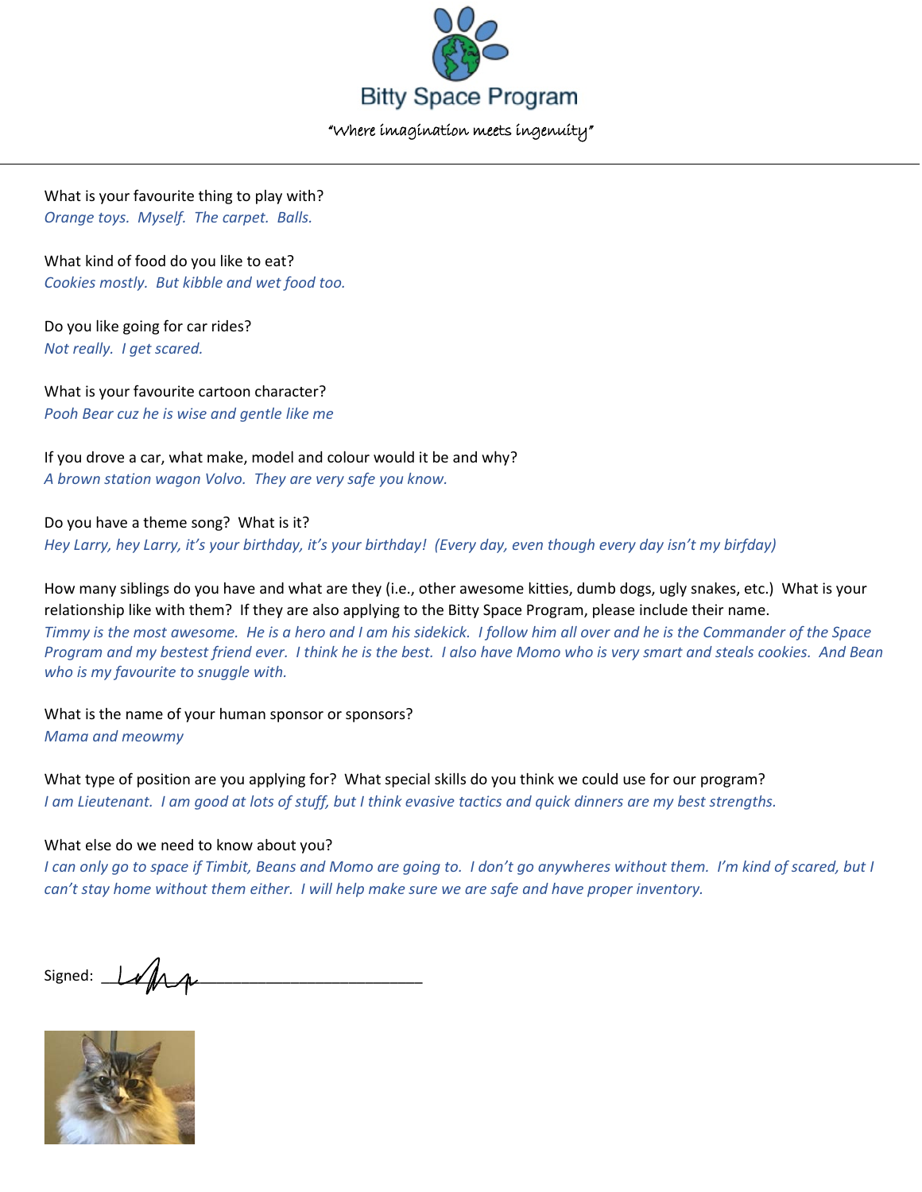Bitty Space Program

"Where imagination meets ingenuity"

What is your favourite thing to play with?
*Orange toys. Myself. The carpet. Balls.*

What kind of food do you like to eat?
*Cookies mostly. But kibble and wet food too.*

Do you like going for car rides?
*Not really. I get scared.*

What is your favourite cartoon character?
*Pooh Bear cuz he is wise and gentle like me*

If you drove a car, what make, model and colour would it be and why?
*A brown station wagon Volvo. They are very safe you know.*

Do you have a theme song? What is it?
*Hey Larry, hey Larry, it's your birthday, it's your birthday! (Every day, even though every day isn't my birfday)*

How many siblings do you have and what are they (i.e., other awesome kitties, dumb dogs, ugly snakes, etc.) What is your relationship like with them? If they are also applying to the Bitty Space Program, please include their name.
*Timmy is the most awesome. He is a hero and I am his sidekick. I follow him all over and he is the Commander of the Space Program and my bestest friend ever. I think he is the best. I also have Momo who is very smart and steals cookies. And Bean who is my favourite to snuggle with.*

What is the name of your human sponsor or sponsors?
*Mama and meowmy*

What type of position are you applying for? What special skills do you think we could use for our program?
*I am Lieutenant. I am good at lots of stuff, but I think evasive tactics and quick dinners are my best strengths.*

What else do we need to know about you?
*I can only go to space if Timbit, Beans and Momo are going to. I don't go anywheres without them. I'm kind of scared, but I can't stay home without them either. I will help make sure we are safe and have proper inventory.*

Signed: Larry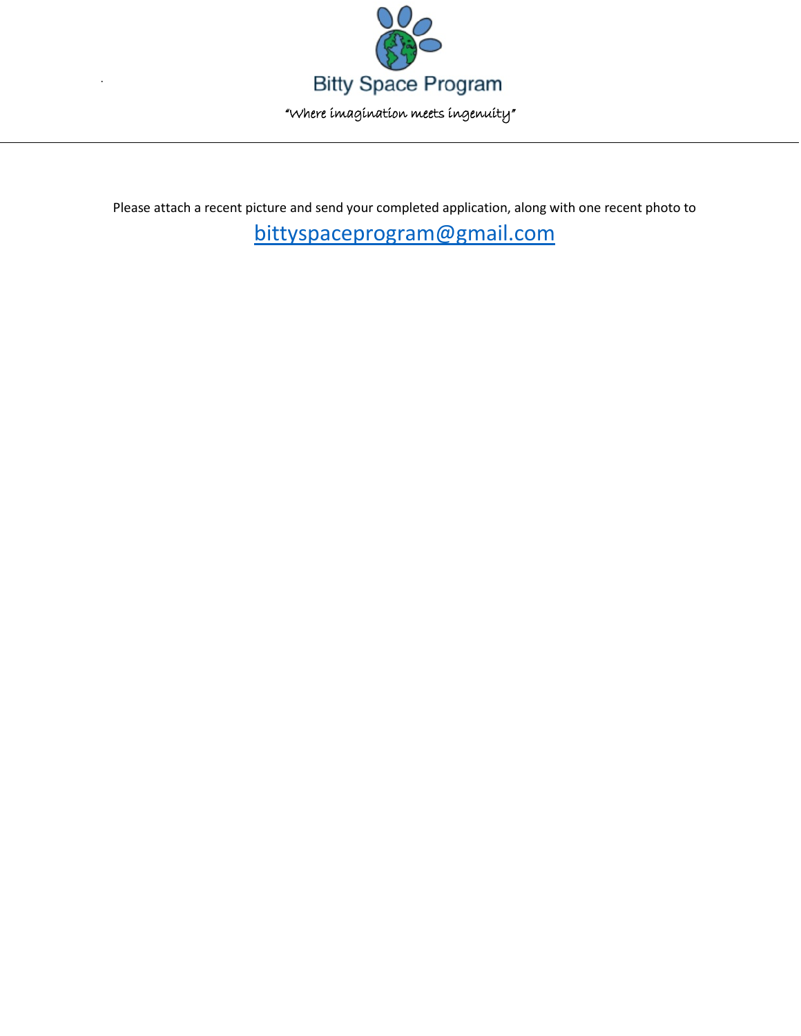Bitty Space Program

*"Where imagination meets ingenuity"*

---

Please attach a recent picture and send your completed application, along with one recent photo to

[bittyspaceprogram@gmail.com](mailto:bittyspaceprogram@gmail.com)